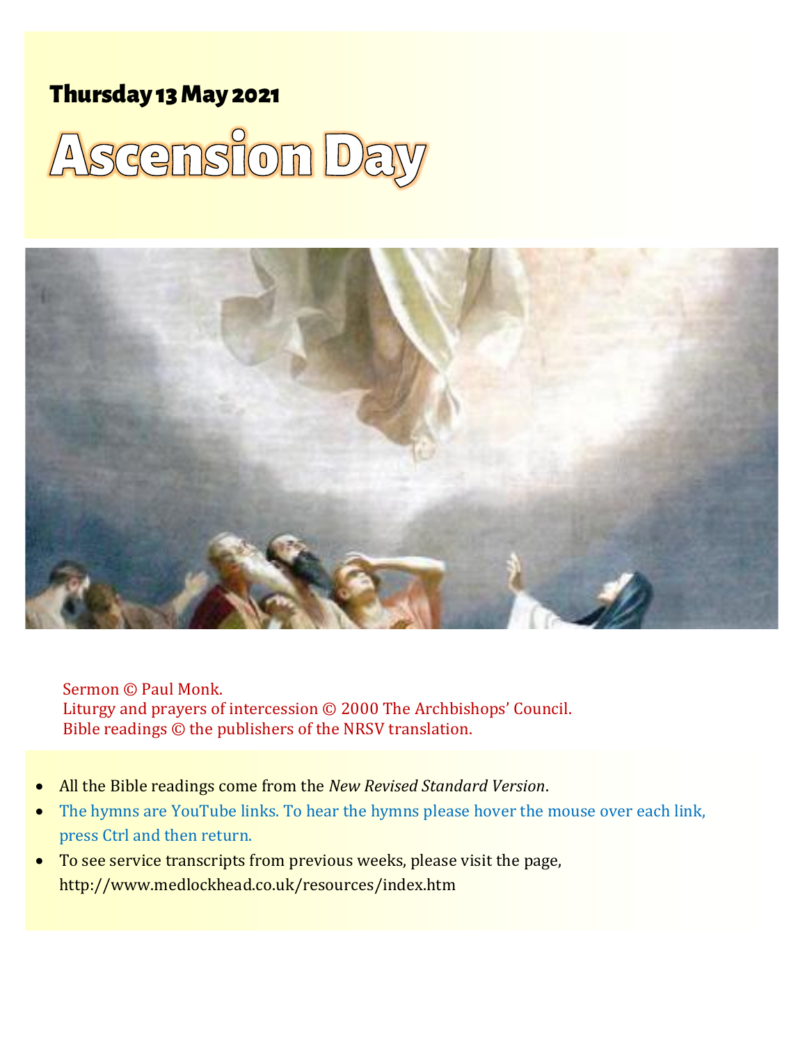## Thursday 13 May 2021

# Ascension Day

Sermon © Paul Monk.
Liturgy and prayers of intercession © 2000 The Archbishops' Council.
Bible readings © the publishers of the NRSV translation.

- All the Bible readings come from the *New Revised Standard Version*.
- The hymns are YouTube links. To hear the hymns please hover the mouse over each link, press Ctrl and then return.
- To see service transcripts from previous weeks, please visit the page, http://www.medlockhead.co.uk/resources/index.htm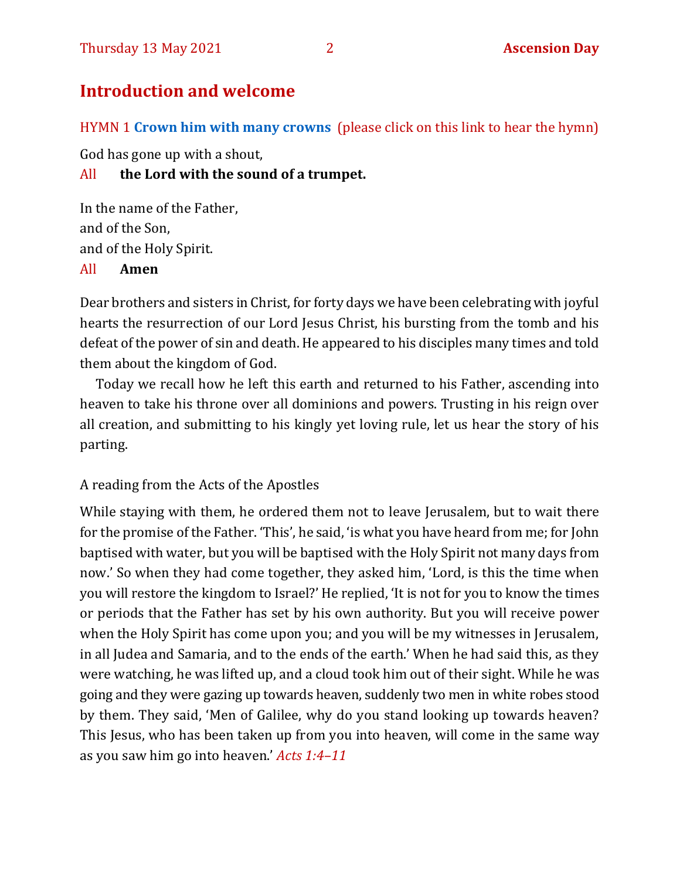## Introduction and welcome

HYMN 1 **Crown him with many crowns** (please click on this link to hear the hymn)

God has gone up with a shout,

All **the Lord with the sound of a trumpet.**

In the name of the Father,
and of the Son,
and of the Holy Spirit.

All **Amen**

Dear brothers and sisters in Christ, for forty days we have been celebrating with joyful hearts the resurrection of our Lord Jesus Christ, his bursting from the tomb and his defeat of the power of sin and death. He appeared to his disciples many times and told them about the kingdom of God.

Today we recall how he left this earth and returned to his Father, ascending into heaven to take his throne over all dominions and powers. Trusting in his reign over all creation, and submitting to his kingly yet loving rule, let us hear the story of his parting.

A reading from the Acts of the Apostles

While staying with them, he ordered them not to leave Jerusalem, but to wait there for the promise of the Father. 'This', he said, 'is what you have heard from me; for John baptised with water, but you will be baptised with the Holy Spirit not many days from now.' So when they had come together, they asked him, 'Lord, is this the time when you will restore the kingdom to Israel?' He replied, 'It is not for you to know the times or periods that the Father has set by his own authority. But you will receive power when the Holy Spirit has come upon you; and you will be my witnesses in Jerusalem, in all Judea and Samaria, and to the ends of the earth.' When he had said this, as they were watching, he was lifted up, and a cloud took him out of their sight. While he was going and they were gazing up towards heaven, suddenly two men in white robes stood by them. They said, 'Men of Galilee, why do you stand looking up towards heaven? This Jesus, who has been taken up from you into heaven, will come in the same way as you saw him go into heaven.' *Acts 1:4–11*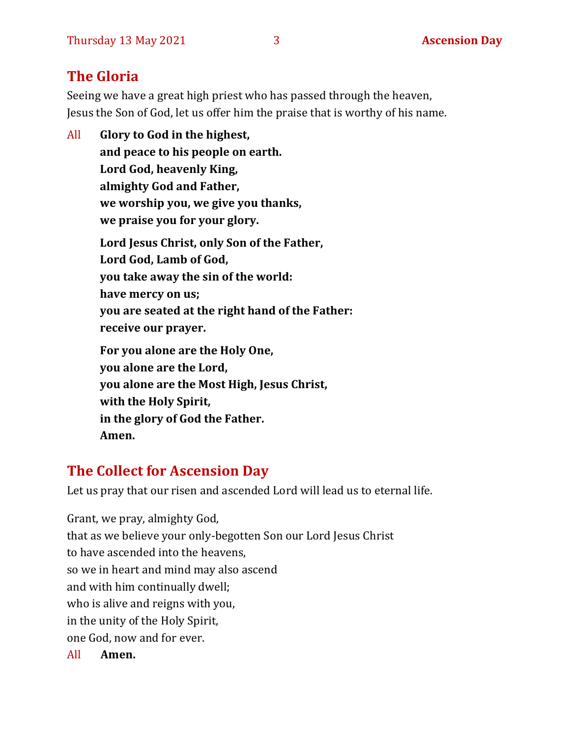## The Gloria

Seeing we have a great high priest who has passed through the heaven,
Jesus the Son of God, let us offer him the praise that is worthy of his name.

All **Glory to God in the highest,**
**and peace to his people on earth.**
**Lord God, heavenly King,**
**almighty God and Father,**
**we worship you, we give you thanks,**
**we praise you for your glory.**

**Lord Jesus Christ, only Son of the Father,**
**Lord God, Lamb of God,**
**you take away the sin of the world:**
**have mercy on us;**
**you are seated at the right hand of the Father:**
**receive our prayer.**

**For you alone are the Holy One,**
**you alone are the Lord,**
**you alone are the Most High, Jesus Christ,**
**with the Holy Spirit,**
**in the glory of God the Father.**
**Amen.**

## The Collect for Ascension Day

Let us pray that our risen and ascended Lord will lead us to eternal life.

Grant, we pray, almighty God,
that as we believe your only-begotten Son our Lord Jesus Christ
to have ascended into the heavens,
so we in heart and mind may also ascend
and with him continually dwell;
who is alive and reigns with you,
in the unity of the Holy Spirit,
one God, now and for ever.

All **Amen.**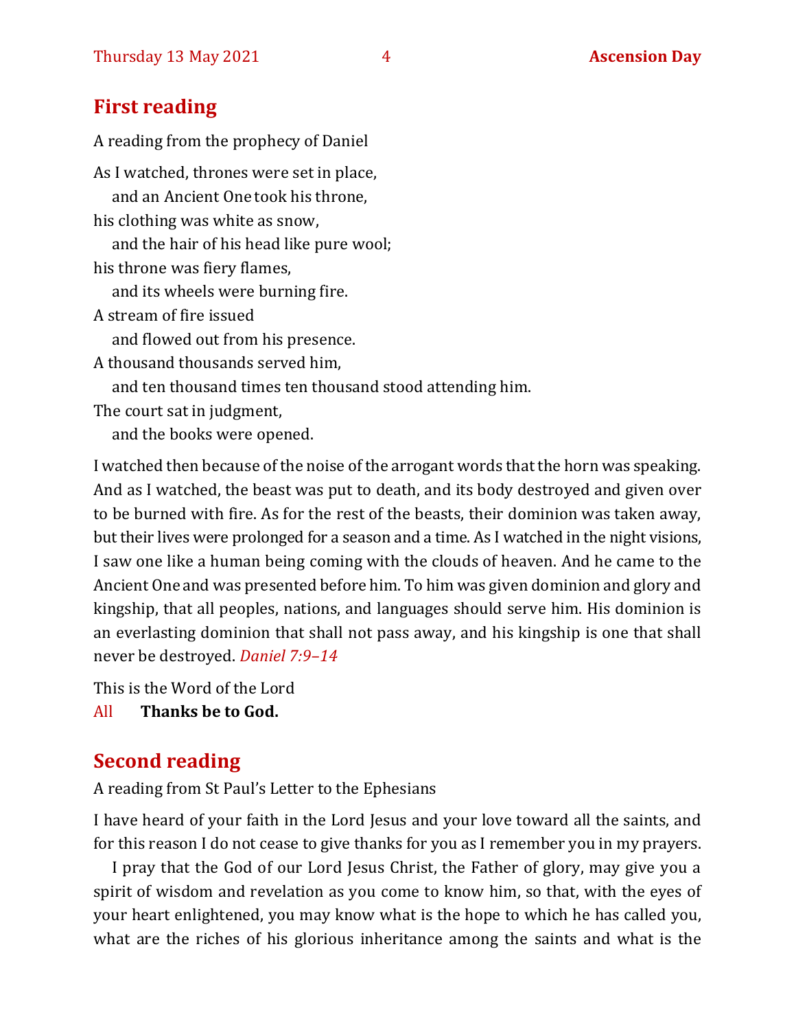## First reading

A reading from the prophecy of Daniel

As I watched, thrones were set in place,
  and an Ancient One took his throne,
his clothing was white as snow,
  and the hair of his head like pure wool;
his throne was fiery flames,
  and its wheels were burning fire.
A stream of fire issued
  and flowed out from his presence.
A thousand thousands served him,
  and ten thousand times ten thousand stood attending him.
The court sat in judgment,
  and the books were opened.

I watched then because of the noise of the arrogant words that the horn was speaking. And as I watched, the beast was put to death, and its body destroyed and given over to be burned with fire. As for the rest of the beasts, their dominion was taken away, but their lives were prolonged for a season and a time. As I watched in the night visions, I saw one like a human being coming with the clouds of heaven. And he came to the Ancient One and was presented before him. To him was given dominion and glory and kingship, that all peoples, nations, and languages should serve him. His dominion is an everlasting dominion that shall not pass away, and his kingship is one that shall never be destroyed. *Daniel 7:9–14*

This is the Word of the Lord
All **Thanks be to God.**

## Second reading

A reading from St Paul's Letter to the Ephesians

I have heard of your faith in the Lord Jesus and your love toward all the saints, and for this reason I do not cease to give thanks for you as I remember you in my prayers.

I pray that the God of our Lord Jesus Christ, the Father of glory, may give you a spirit of wisdom and revelation as you come to know him, so that, with the eyes of your heart enlightened, you may know what is the hope to which he has called you, what are the riches of his glorious inheritance among the saints and what is the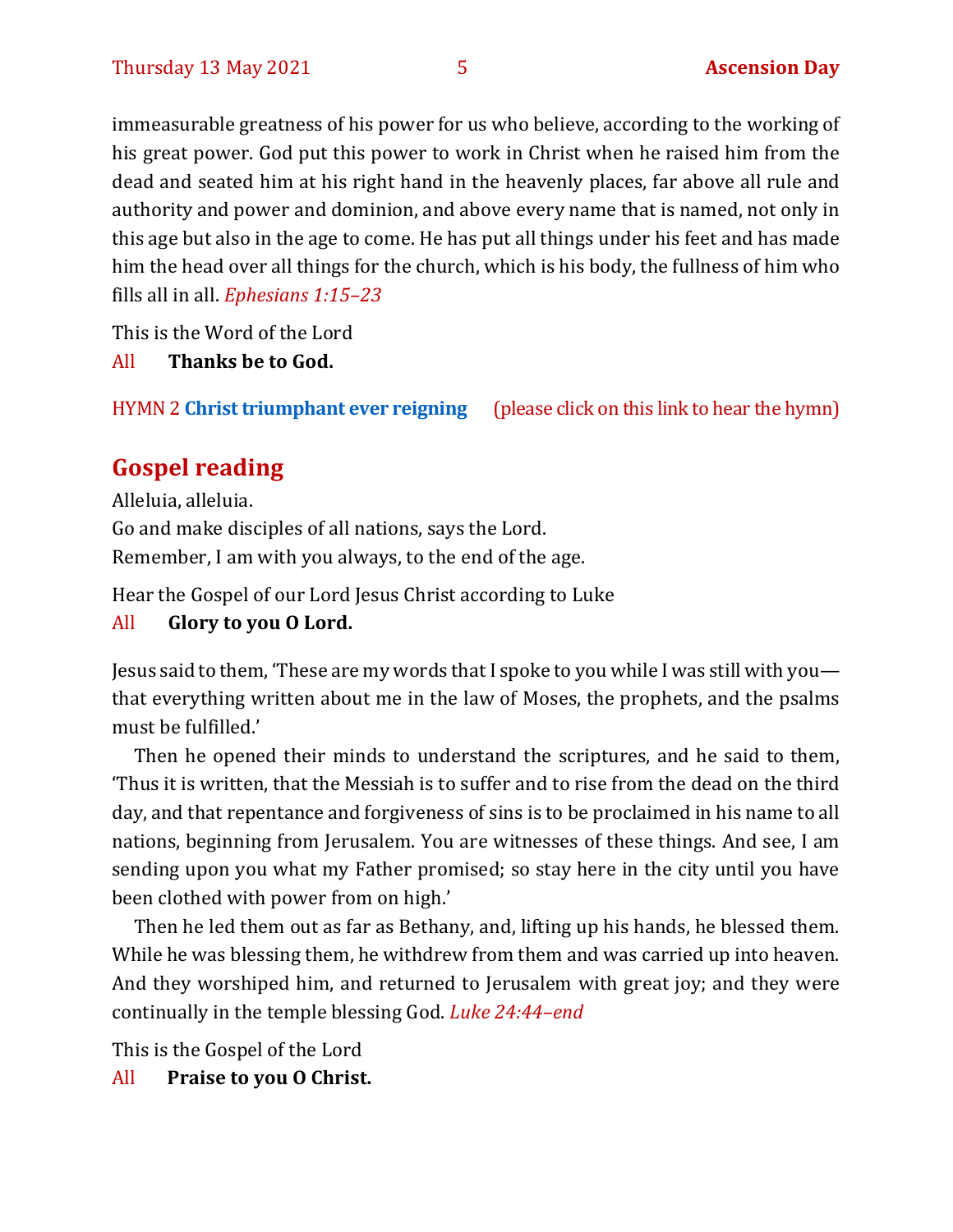immeasurable greatness of his power for us who believe, according to the working of his great power. God put this power to work in Christ when he raised him from the dead and seated him at his right hand in the heavenly places, far above all rule and authority and power and dominion, and above every name that is named, not only in this age but also in the age to come. He has put all things under his feet and has made him the head over all things for the church, which is his body, the fullness of him who fills all in all. *Ephesians 1:15–23*

This is the Word of the Lord

All **Thanks be to God.**

HYMN 2 **Christ triumphant ever reigning** (please click on this link to hear the hymn)

## Gospel reading

Alleluia, alleluia.
Go and make disciples of all nations, says the Lord.
Remember, I am with you always, to the end of the age.

Hear the Gospel of our Lord Jesus Christ according to Luke

All **Glory to you O Lord.**

Jesus said to them, 'These are my words that I spoke to you while I was still with you—that everything written about me in the law of Moses, the prophets, and the psalms must be fulfilled.'

Then he opened their minds to understand the scriptures, and he said to them, 'Thus it is written, that the Messiah is to suffer and to rise from the dead on the third day, and that repentance and forgiveness of sins is to be proclaimed in his name to all nations, beginning from Jerusalem. You are witnesses of these things. And see, I am sending upon you what my Father promised; so stay here in the city until you have been clothed with power from on high.'

Then he led them out as far as Bethany, and, lifting up his hands, he blessed them. While he was blessing them, he withdrew from them and was carried up into heaven. And they worshiped him, and returned to Jerusalem with great joy; and they were continually in the temple blessing God. *Luke 24:44–end*

This is the Gospel of the Lord

All **Praise to you O Christ.**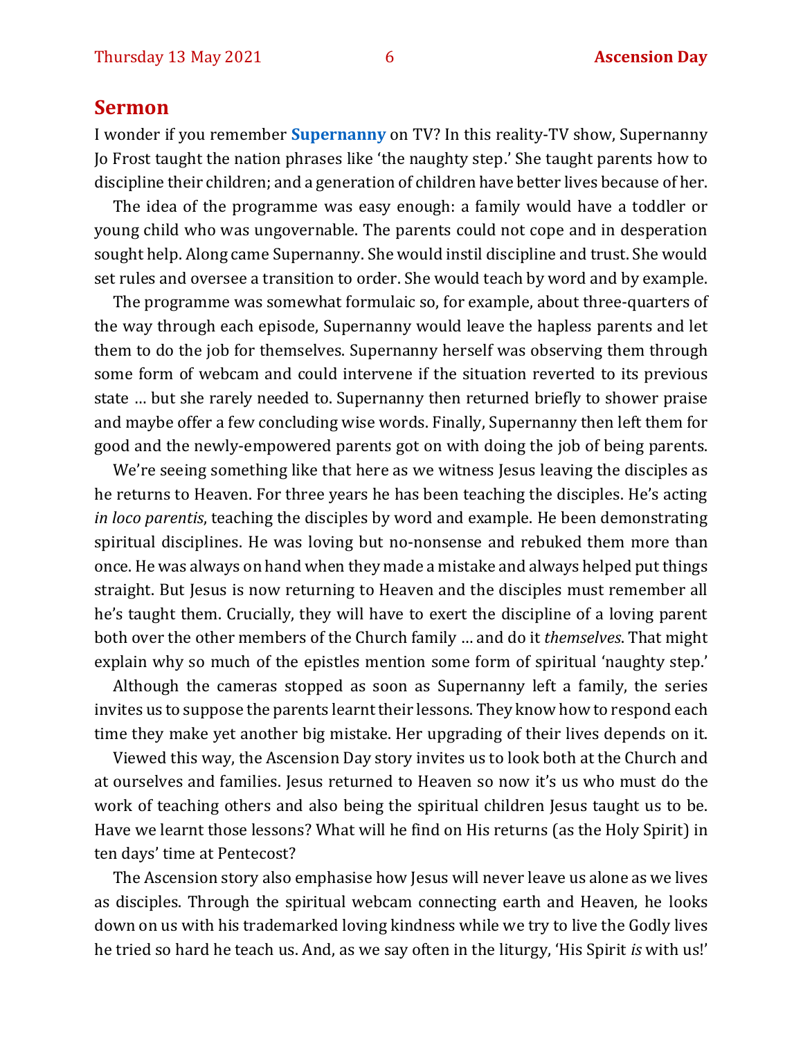## Sermon

I wonder if you remember **Supernanny** on TV? In this reality-TV show, Supernanny Jo Frost taught the nation phrases like 'the naughty step.' She taught parents how to discipline their children; and a generation of children have better lives because of her.

The idea of the programme was easy enough: a family would have a toddler or young child who was ungovernable. The parents could not cope and in desperation sought help. Along came Supernanny. She would instil discipline and trust. She would set rules and oversee a transition to order. She would teach by word and by example.

The programme was somewhat formulaic so, for example, about three-quarters of the way through each episode, Supernanny would leave the hapless parents and let them to do the job for themselves. Supernanny herself was observing them through some form of webcam and could intervene if the situation reverted to its previous state … but she rarely needed to. Supernanny then returned briefly to shower praise and maybe offer a few concluding wise words. Finally, Supernanny then left them for good and the newly-empowered parents got on with doing the job of being parents.

We're seeing something like that here as we witness Jesus leaving the disciples as he returns to Heaven. For three years he has been teaching the disciples. He's acting *in loco parentis*, teaching the disciples by word and example. He been demonstrating spiritual disciplines. He was loving but no-nonsense and rebuked them more than once. He was always on hand when they made a mistake and always helped put things straight. But Jesus is now returning to Heaven and the disciples must remember all he's taught them. Crucially, they will have to exert the discipline of a loving parent both over the other members of the Church family … and do it *themselves*. That might explain why so much of the epistles mention some form of spiritual 'naughty step.'

Although the cameras stopped as soon as Supernanny left a family, the series invites us to suppose the parents learnt their lessons. They know how to respond each time they make yet another big mistake. Her upgrading of their lives depends on it.

Viewed this way, the Ascension Day story invites us to look both at the Church and at ourselves and families. Jesus returned to Heaven so now it's us who must do the work of teaching others and also being the spiritual children Jesus taught us to be. Have we learnt those lessons? What will he find on His returns (as the Holy Spirit) in ten days' time at Pentecost?

The Ascension story also emphasise how Jesus will never leave us alone as we lives as disciples. Through the spiritual webcam connecting earth and Heaven, he looks down on us with his trademarked loving kindness while we try to live the Godly lives he tried so hard he teach us. And, as we say often in the liturgy, 'His Spirit *is* with us!'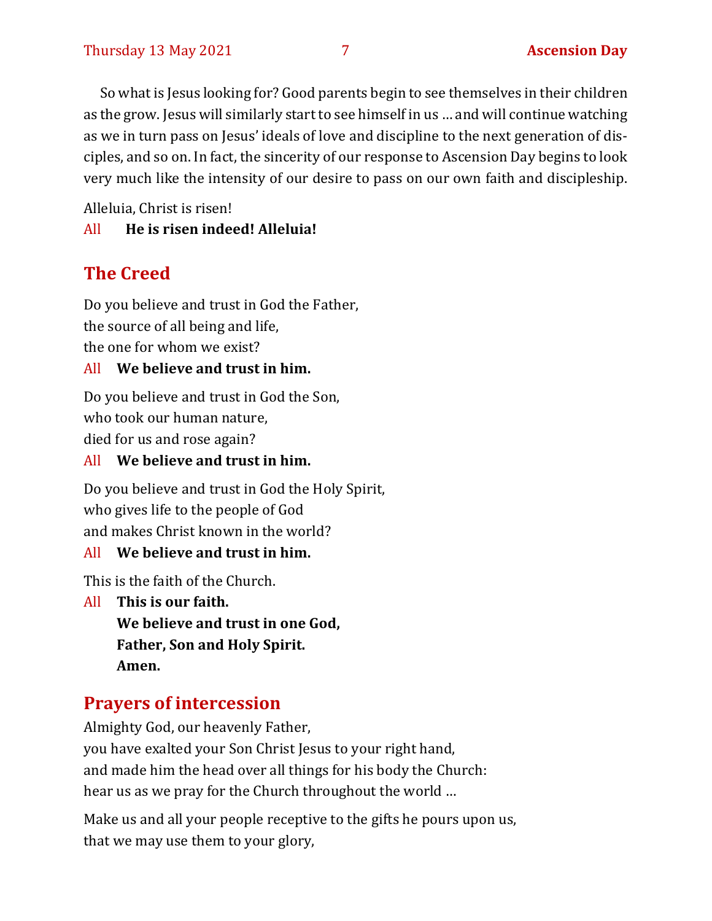So what is Jesus looking for? Good parents begin to see themselves in their children as the grow. Jesus will similarly start to see himself in us … and will continue watching as we in turn pass on Jesus' ideals of love and discipline to the next generation of disciples, and so on. In fact, the sincerity of our response to Ascension Day begins to look very much like the intensity of our desire to pass on our own faith and discipleship.

Alleluia, Christ is risen!

All **He is risen indeed! Alleluia!**

## The Creed

Do you believe and trust in God the Father,
the source of all being and life,
the one for whom we exist?

All **We believe and trust in him.**

Do you believe and trust in God the Son,
who took our human nature,
died for us and rose again?

All **We believe and trust in him.**

Do you believe and trust in God the Holy Spirit,
who gives life to the people of God
and makes Christ known in the world?

All **We believe and trust in him.**

This is the faith of the Church.

All **This is our faith.**
**We believe and trust in one God,**
**Father, Son and Holy Spirit.**
**Amen.**

## Prayers of intercession

Almighty God, our heavenly Father,
you have exalted your Son Christ Jesus to your right hand,
and made him the head over all things for his body the Church:
hear us as we pray for the Church throughout the world …

Make us and all your people receptive to the gifts he pours upon us,
that we may use them to your glory,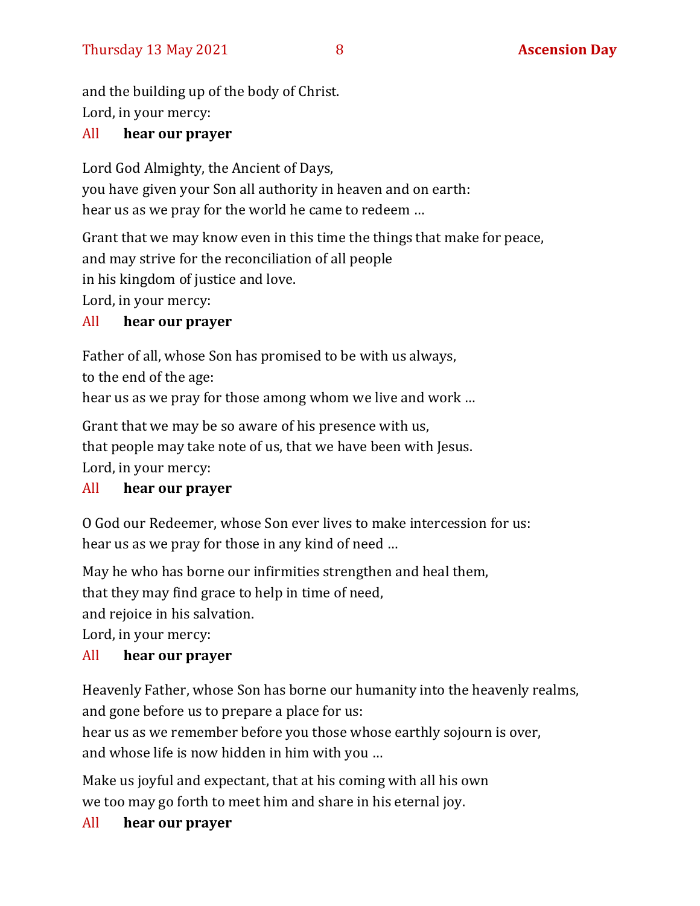and the building up of the body of Christ.
Lord, in your mercy:

All **hear our prayer**

Lord God Almighty, the Ancient of Days,
you have given your Son all authority in heaven and on earth:
hear us as we pray for the world he came to redeem …

Grant that we may know even in this time the things that make for peace,
and may strive for the reconciliation of all people
in his kingdom of justice and love.
Lord, in your mercy:

All **hear our prayer**

Father of all, whose Son has promised to be with us always,
to the end of the age:
hear us as we pray for those among whom we live and work …

Grant that we may be so aware of his presence with us,
that people may take note of us, that we have been with Jesus.
Lord, in your mercy:

All **hear our prayer**

O God our Redeemer, whose Son ever lives to make intercession for us:
hear us as we pray for those in any kind of need …

May he who has borne our infirmities strengthen and heal them,
that they may find grace to help in time of need,
and rejoice in his salvation.
Lord, in your mercy:

All **hear our prayer**

Heavenly Father, whose Son has borne our humanity into the heavenly realms,
and gone before us to prepare a place for us:
hear us as we remember before you those whose earthly sojourn is over,
and whose life is now hidden in him with you …

Make us joyful and expectant, that at his coming with all his own
we too may go forth to meet him and share in his eternal joy.

All **hear our prayer**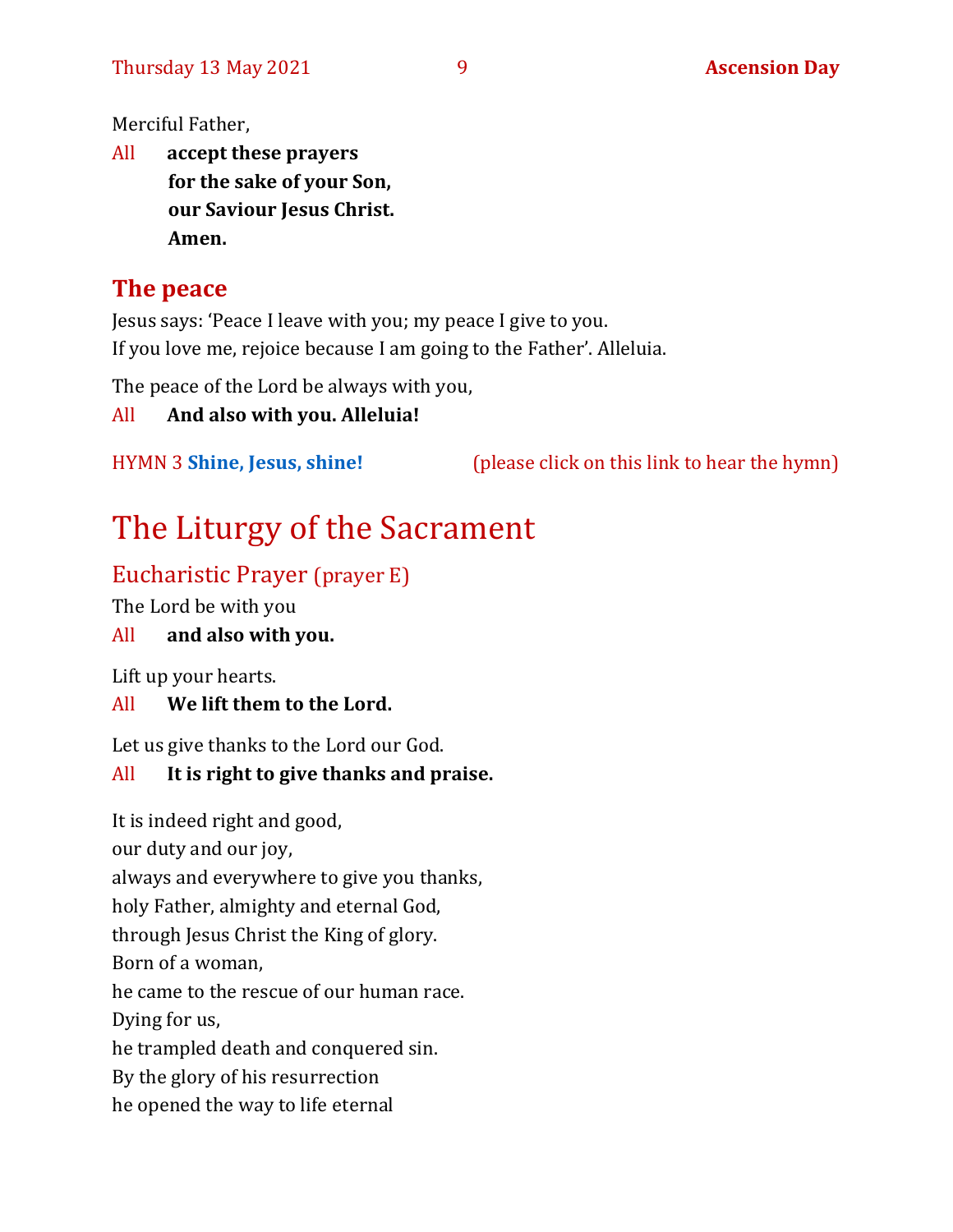Merciful Father,

All **accept these prayers**
**for the sake of your Son,**
**our Saviour Jesus Christ.**
**Amen.**

## The peace

Jesus says: 'Peace I leave with you; my peace I give to you.
If you love me, rejoice because I am going to the Father'. Alleluia.

The peace of the Lord be always with you,

All **And also with you. Alleluia!**

HYMN 3 **Shine, Jesus, shine!** (please click on this link to hear the hymn)

# The Liturgy of the Sacrament

## Eucharistic Prayer (prayer E)

The Lord be with you

All **and also with you.**

Lift up your hearts.

All **We lift them to the Lord.**

Let us give thanks to the Lord our God.

All **It is right to give thanks and praise.**

It is indeed right and good,
our duty and our joy,
always and everywhere to give you thanks,
holy Father, almighty and eternal God,
through Jesus Christ the King of glory.
Born of a woman,
he came to the rescue of our human race.
Dying for us,
he trampled death and conquered sin.
By the glory of his resurrection
he opened the way to life eternal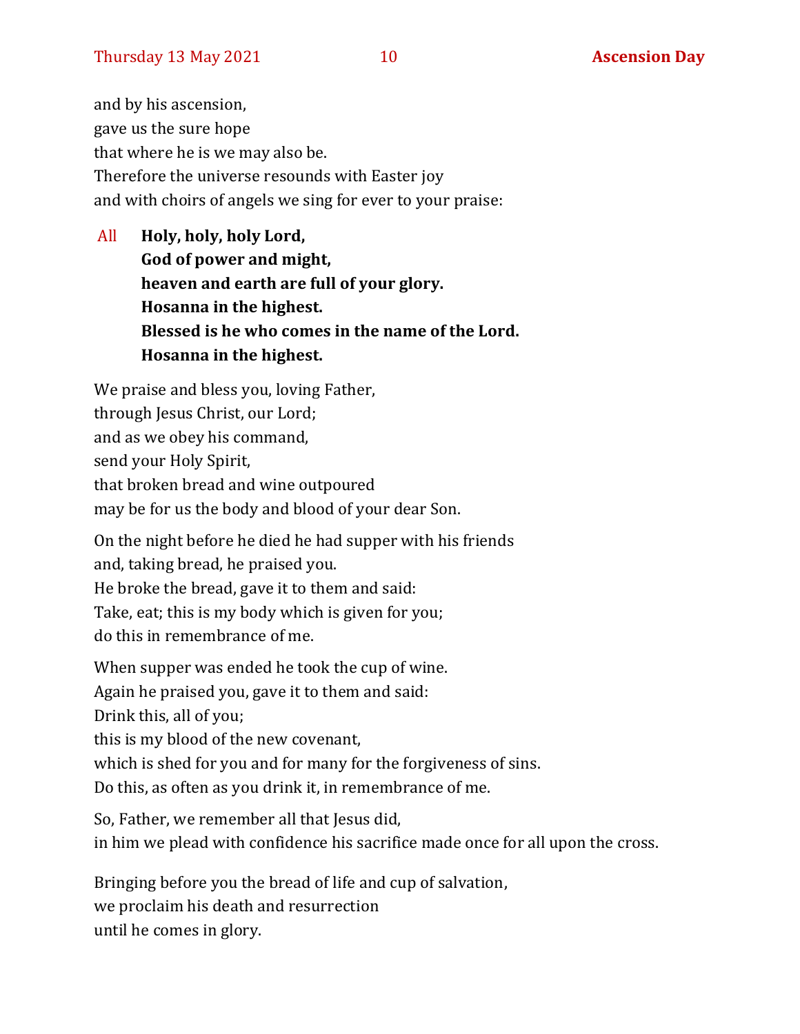and by his ascension,
gave us the sure hope
that where he is we may also be.
Therefore the universe resounds with Easter joy
and with choirs of angels we sing for ever to your praise:

All **Holy, holy, holy Lord,**
**God of power and might,**
**heaven and earth are full of your glory.**
**Hosanna in the highest.**
**Blessed is he who comes in the name of the Lord.**
**Hosanna in the highest.**

We praise and bless you, loving Father,
through Jesus Christ, our Lord;
and as we obey his command,
send your Holy Spirit,
that broken bread and wine outpoured
may be for us the body and blood of your dear Son.

On the night before he died he had supper with his friends
and, taking bread, he praised you.
He broke the bread, gave it to them and said:
Take, eat; this is my body which is given for you;
do this in remembrance of me.

When supper was ended he took the cup of wine.
Again he praised you, gave it to them and said:
Drink this, all of you;
this is my blood of the new covenant,
which is shed for you and for many for the forgiveness of sins.
Do this, as often as you drink it, in remembrance of me.

So, Father, we remember all that Jesus did,
in him we plead with confidence his sacrifice made once for all upon the cross.

Bringing before you the bread of life and cup of salvation,
we proclaim his death and resurrection
until he comes in glory.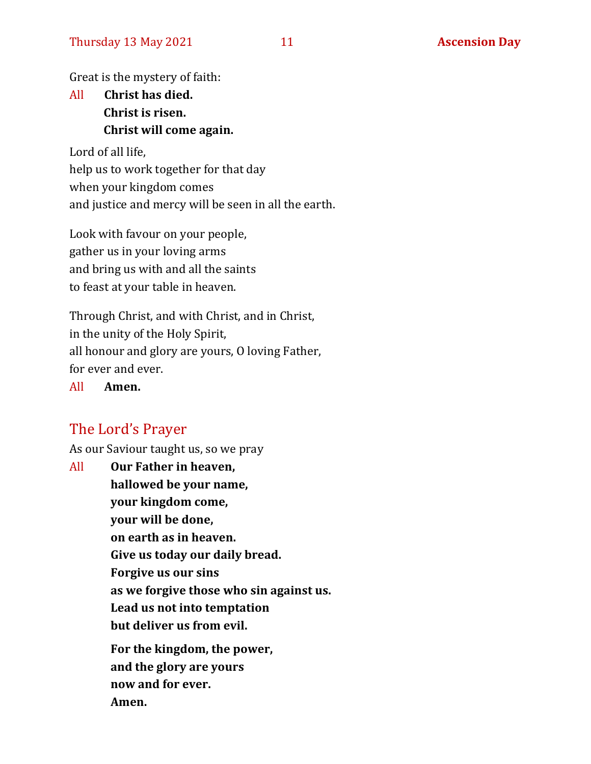Great is the mystery of faith:

All **Christ has died.**
**Christ is risen.**
**Christ will come again.**

Lord of all life,
help us to work together for that day
when your kingdom comes
and justice and mercy will be seen in all the earth.

Look with favour on your people,
gather us in your loving arms
and bring us with and all the saints
to feast at your table in heaven.

Through Christ, and with Christ, and in Christ,
in the unity of the Holy Spirit,
all honour and glory are yours, O loving Father,
for ever and ever.

All **Amen.**

## The Lord's Prayer

As our Saviour taught us, so we pray

All **Our Father in heaven,**
**hallowed be your name,**
**your kingdom come,**
**your will be done,**
**on earth as in heaven.**
**Give us today our daily bread.**
**Forgive us our sins**
**as we forgive those who sin against us.**
**Lead us not into temptation**
**but deliver us from evil.**

**For the kingdom, the power,**
**and the glory are yours**
**now and for ever.**
**Amen.**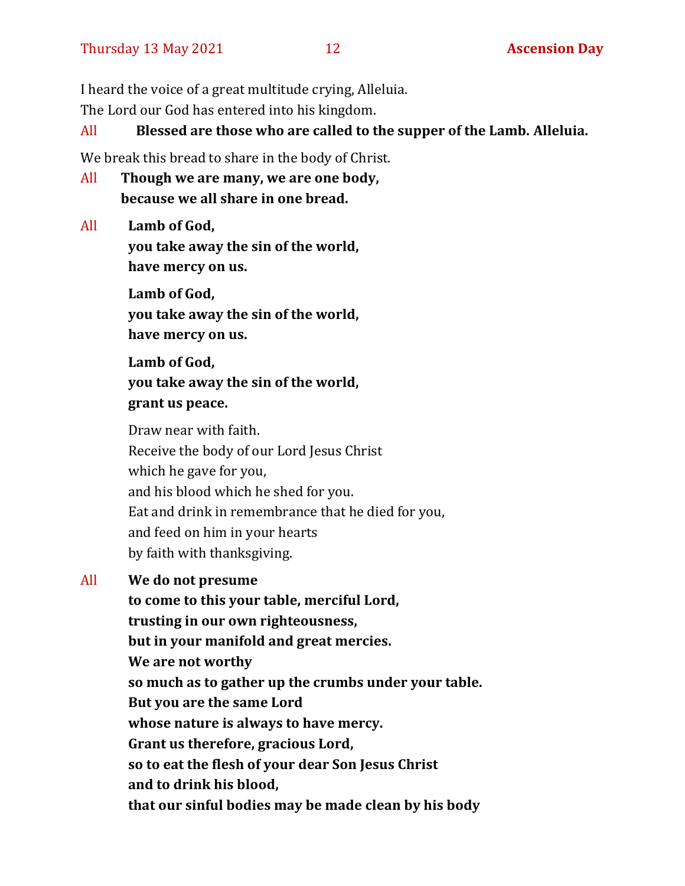I heard the voice of a great multitude crying, Alleluia.
The Lord our God has entered into his kingdom.

All **Blessed are those who are called to the supper of the Lamb. Alleluia.**

We break this bread to share in the body of Christ.

All **Though we are many, we are one body,**
**because we all share in one bread.**

All **Lamb of God,**
**you take away the sin of the world,**
**have mercy on us.**

**Lamb of God,**
**you take away the sin of the world,**
**have mercy on us.**

**Lamb of God,**
**you take away the sin of the world,**
**grant us peace.**

Draw near with faith.
Receive the body of our Lord Jesus Christ
which he gave for you,
and his blood which he shed for you.
Eat and drink in remembrance that he died for you,
and feed on him in your hearts
by faith with thanksgiving.

All **We do not presume**
**to come to this your table, merciful Lord,**
**trusting in our own righteousness,**
**but in your manifold and great mercies.**
**We are not worthy**
**so much as to gather up the crumbs under your table.**
**But you are the same Lord**
**whose nature is always to have mercy.**
**Grant us therefore, gracious Lord,**
**so to eat the flesh of your dear Son Jesus Christ**
**and to drink his blood,**
**that our sinful bodies may be made clean by his body**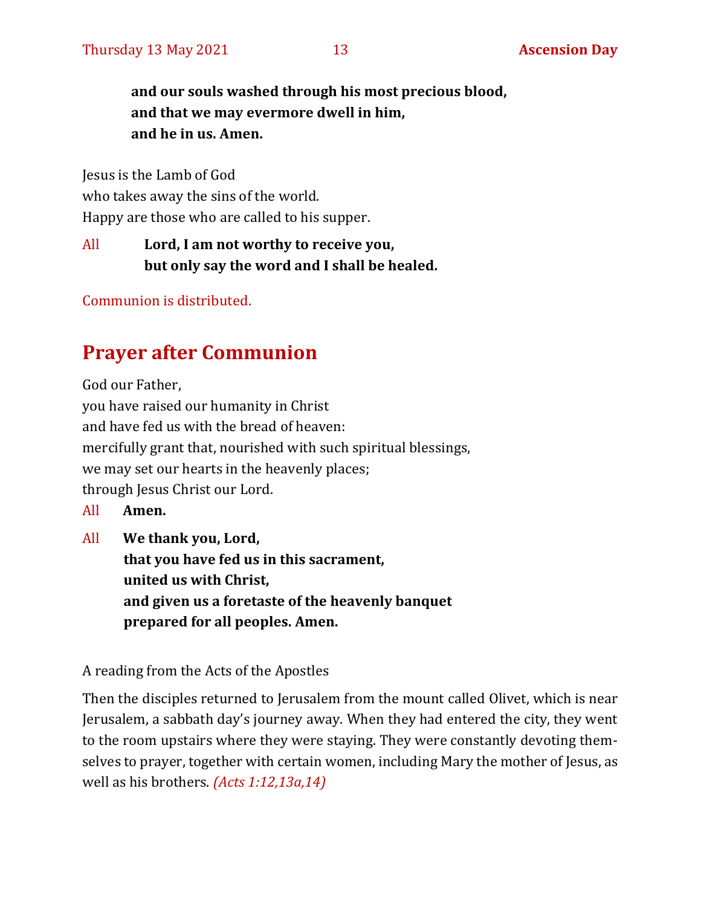**and our souls washed through his most precious blood,**
**and that we may evermore dwell in him,**
**and he in us. Amen.**

Jesus is the Lamb of God
who takes away the sins of the world.
Happy are those who are called to his supper.

All **Lord, I am not worthy to receive you,**
**but only say the word and I shall be healed.**

Communion is distributed.

## Prayer after Communion

God our Father,
you have raised our humanity in Christ
and have fed us with the bread of heaven:
mercifully grant that, nourished with such spiritual blessings,
we may set our hearts in the heavenly places;
through Jesus Christ our Lord.

All **Amen.**

All **We thank you, Lord,**
**that you have fed us in this sacrament,**
**united us with Christ,**
**and given us a foretaste of the heavenly banquet**
**prepared for all peoples. Amen.**

A reading from the Acts of the Apostles

Then the disciples returned to Jerusalem from the mount called Olivet, which is near Jerusalem, a sabbath day's journey away. When they had entered the city, they went to the room upstairs where they were staying. They were constantly devoting themselves to prayer, together with certain women, including Mary the mother of Jesus, as well as his brothers. *(Acts 1:12,13a,14)*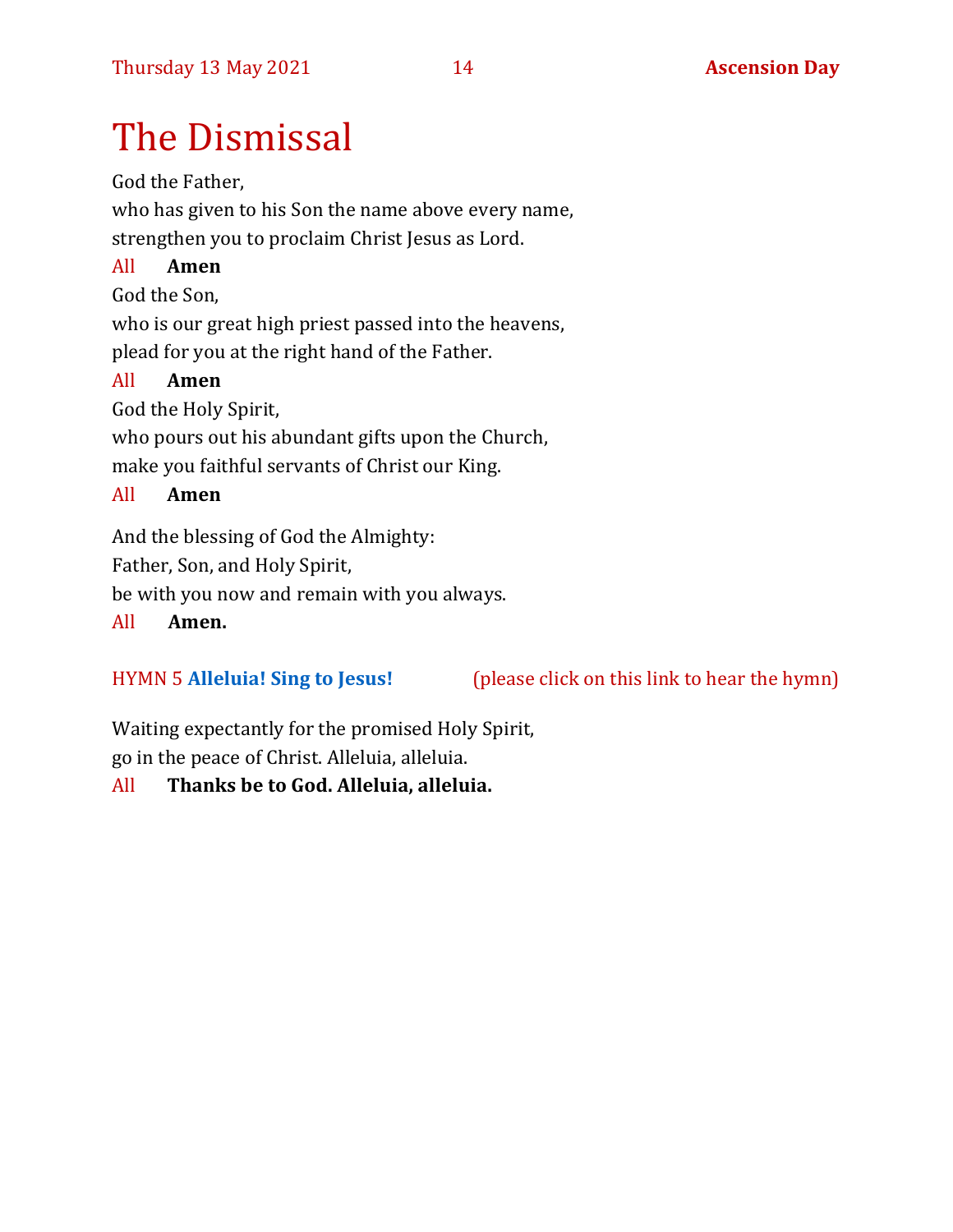# The Dismissal

God the Father,
who has given to his Son the name above every name,
strengthen you to proclaim Christ Jesus as Lord.

All **Amen**

God the Son,
who is our great high priest passed into the heavens,
plead for you at the right hand of the Father.

All **Amen**

God the Holy Spirit,
who pours out his abundant gifts upon the Church,
make you faithful servants of Christ our King.

All **Amen**

And the blessing of God the Almighty:
Father, Son, and Holy Spirit,
be with you now and remain with you always.

All **Amen.**

HYMN 5 **Alleluia! Sing to Jesus!** (please click on this link to hear the hymn)

Waiting expectantly for the promised Holy Spirit,
go in the peace of Christ. Alleluia, alleluia.

All **Thanks be to God. Alleluia, alleluia.**